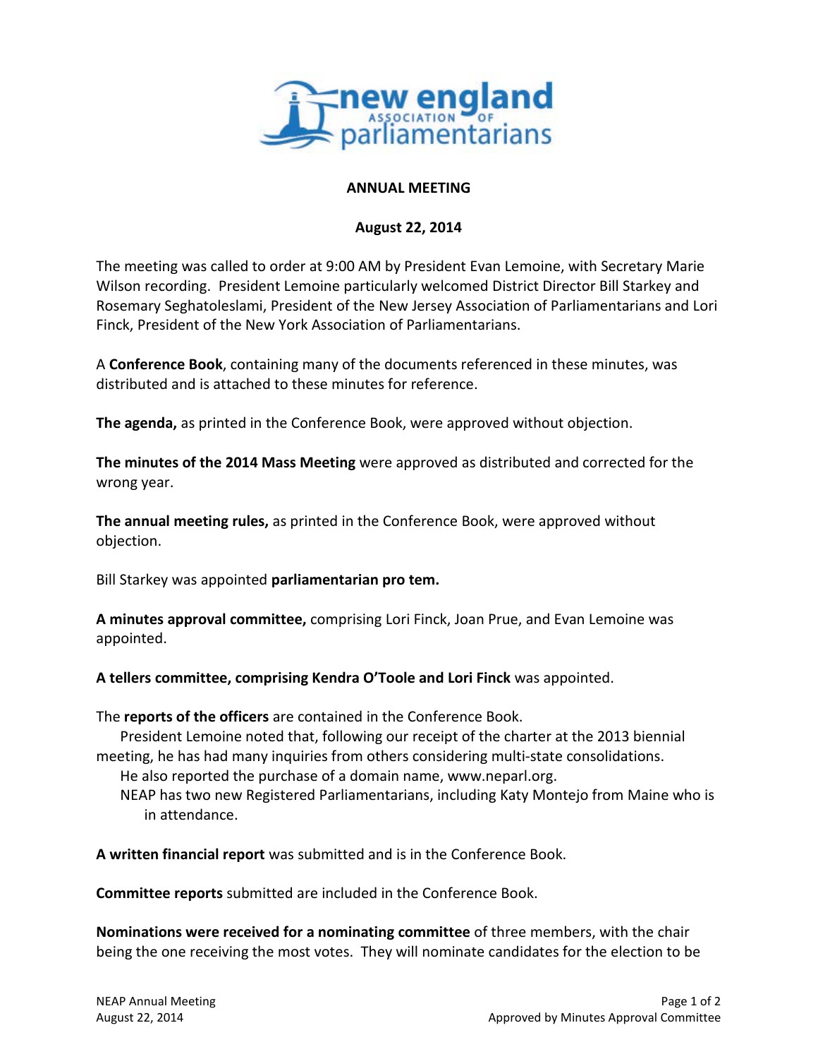# ANNUAL MEETING

## August 22, 2014

The meeting was called to order at 9:00 AM by President Evan Lemoine, with Secretary Marie Wilson recording. President Lemoine particularly welcomed District Director Bill Starkey and Rosemary Seghatoleslami, President of the New Jersey Association of Parliamentarians and Lori Finck, President of the New York Association of Parliamentarians.

A **Conference Book**, containing many of the documents referenced in these minutes, was distributed and is attached to these minutes for reference.

**The agenda,** as printed in the Conference Book, were approved without objection.

**The minutes of the 2014 Mass Meeting** were approved as distributed and corrected for the wrong year.

**The annual meeting rules,** as printed in the Conference Book, were approved without objection.

Bill Starkey was appointed **parliamentarian pro tem.**

**A minutes approval committee,** comprising Lori Finck, Joan Prue, and Evan Lemoine was appointed.

**A tellers committee, comprising Kendra O'Toole and Lori Finck** was appointed.

The **reports of the officers** are contained in the Conference Book.

President Lemoine noted that, following our receipt of the charter at the 2013 biennial meeting, he has had many inquiries from others considering multi-state consolidations.

He also reported the purchase of a domain name, www.neparl.org.

NEAP has two new Registered Parliamentarians, including Katy Montejo from Maine who is in attendance.

**A written financial report** was submitted and is in the Conference Book.

**Committee reports** submitted are included in the Conference Book.

**Nominations were received for a nominating committee** of three members, with the chair being the one receiving the most votes. They will nominate candidates for the election to be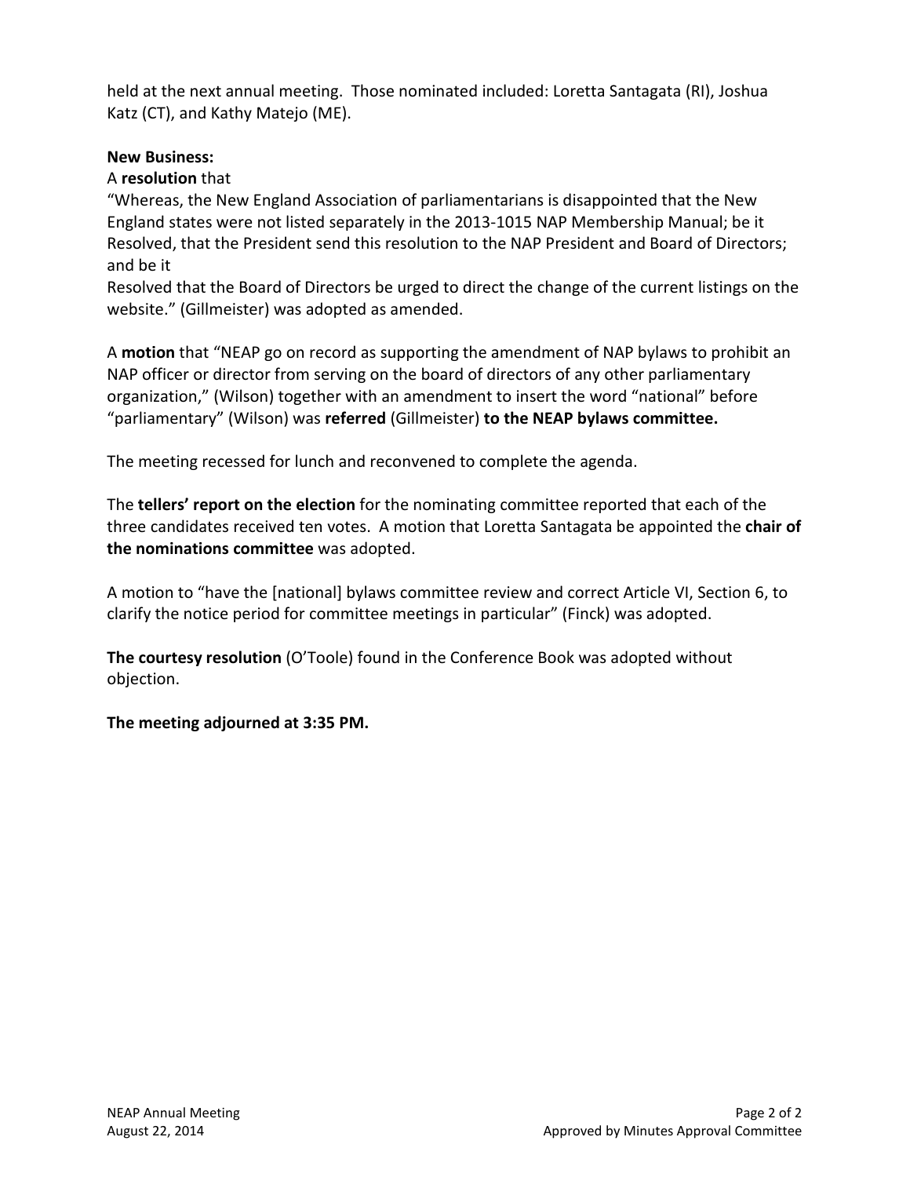held at the next annual meeting. Those nominated included: Loretta Santagata (RI), Joshua Katz (CT), and Kathy Matejo (ME).

**New Business:**

A **resolution** that

"Whereas, the New England Association of parliamentarians is disappointed that the New England states were not listed separately in the 2013-1015 NAP Membership Manual; be it Resolved, that the President send this resolution to the NAP President and Board of Directors; and be it

Resolved that the Board of Directors be urged to direct the change of the current listings on the website." (Gillmeister) was adopted as amended.

A **motion** that "NEAP go on record as supporting the amendment of NAP bylaws to prohibit an NAP officer or director from serving on the board of directors of any other parliamentary organization," (Wilson) together with an amendment to insert the word "national" before "parliamentary" (Wilson) was **referred** (Gillmeister) **to the NEAP bylaws committee.**

The meeting recessed for lunch and reconvened to complete the agenda.

The **tellers' report on the election** for the nominating committee reported that each of the three candidates received ten votes. A motion that Loretta Santagata be appointed the **chair of the nominations committee** was adopted.

A motion to "have the [national] bylaws committee review and correct Article VI, Section 6, to clarify the notice period for committee meetings in particular" (Finck) was adopted.

**The courtesy resolution** (O'Toole) found in the Conference Book was adopted without objection.

**The meeting adjourned at 3:35 PM.**